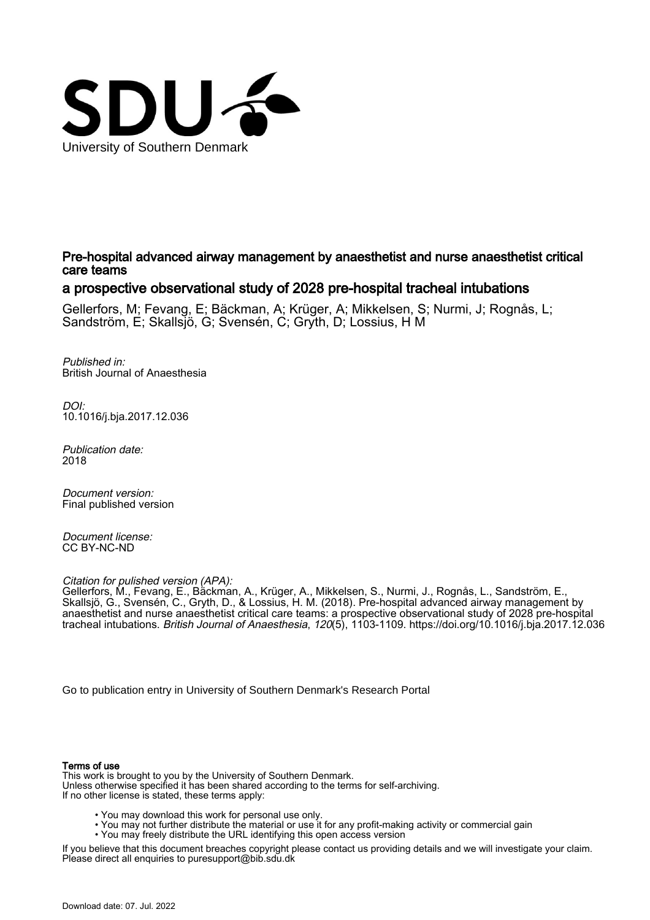University of Southern Denmark

# Pre-hospital advanced airway management by anaesthetist and nurse anaesthetist critical care teams

## a prospective observational study of 2028 pre-hospital tracheal intubations

Gellerfors, M; Fevang, E; Bäckman, A; Krüger, A; Mikkelsen, S; Nurmi, J; Rognås, L; Sandström, E; Skallsjö, G; Svensén, C; Gryth, D; Lossius, H M

*Published in:*
British Journal of Anaesthesia

*DOI:*
10.1016/j.bja.2017.12.036

*Publication date:*
2018

*Document version:*
Final published version

*Document license:*
CC BY-NC-ND

*Citation for pulished version (APA):*
Gellerfors, M., Fevang, E., Bäckman, A., Krüger, A., Mikkelsen, S., Nurmi, J., Rognås, L., Sandström, E., Skallsjö, G., Svensén, C., Gryth, D., & Lossius, H. M. (2018). Pre-hospital advanced airway management by anaesthetist and nurse anaesthetist critical care teams: a prospective observational study of 2028 pre-hospital tracheal intubations. *British Journal of Anaesthesia*, *120*(5), 1103-1109. https://doi.org/10.1016/j.bja.2017.12.036

Go to publication entry in University of Southern Denmark's Research Portal

**Terms of use**
This work is brought to you by the University of Southern Denmark.
Unless otherwise specified it has been shared according to the terms for self-archiving.
If no other license is stated, these terms apply:

- You may download this work for personal use only.
- You may not further distribute the material or use it for any profit-making activity or commercial gain
- You may freely distribute the URL identifying this open access version

If you believe that this document breaches copyright please contact us providing details and we will investigate your claim.
Please direct all enquiries to puresupport@bib.sdu.dk

Download date: 07. Jul. 2022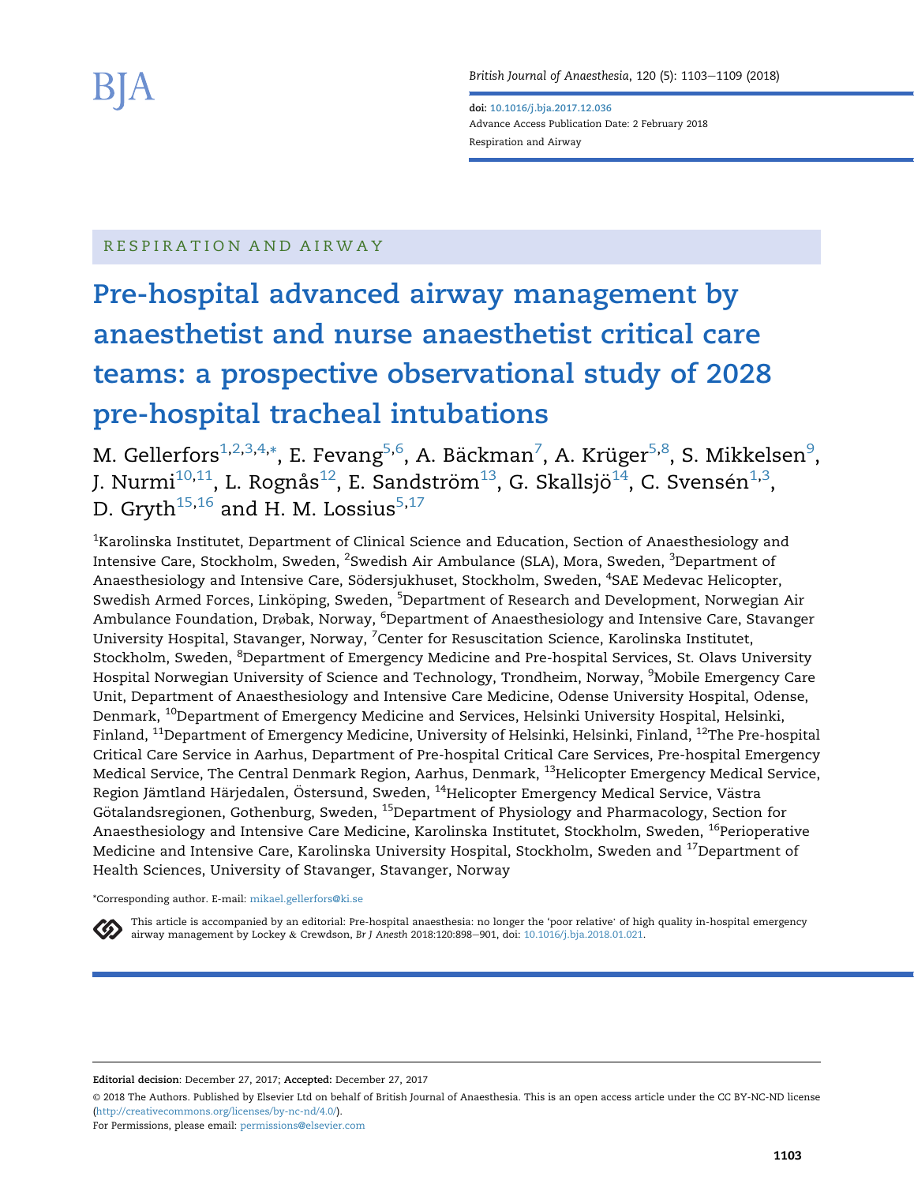RESPIRATION AND AIRWAY

# Pre-hospital advanced airway management by anaesthetist and nurse anaesthetist critical care teams: a prospective observational study of 2028 pre-hospital tracheal intubations

M. Gellerfors[1,2,3,4,*], E. Fevang[5,6], A. Bäckman[7], A. Krüger[5,8], S. Mikkelsen[9], J. Nurmi[10,11], L. Rognås[12], E. Sandström[13], G. Skallsjö[14], C. Svensén[1,3], D. Gryth[15,16] and H. M. Lossius[5,17]

[1]Karolinska Institutet, Department of Clinical Science and Education, Section of Anaesthesiology and Intensive Care, Stockholm, Sweden, [2]Swedish Air Ambulance (SLA), Mora, Sweden, [3]Department of Anaesthesiology and Intensive Care, Södersjukhuset, Stockholm, Sweden, [4]SAE Medevac Helicopter, Swedish Armed Forces, Linköping, Sweden, [5]Department of Research and Development, Norwegian Air Ambulance Foundation, Drøbak, Norway, [6]Department of Anaesthesiology and Intensive Care, Stavanger University Hospital, Stavanger, Norway, [7]Center for Resuscitation Science, Karolinska Institutet, Stockholm, Sweden, [8]Department of Emergency Medicine and Pre-hospital Services, St. Olavs University Hospital Norwegian University of Science and Technology, Trondheim, Norway, [9]Mobile Emergency Care Unit, Department of Anaesthesiology and Intensive Care Medicine, Odense University Hospital, Odense, Denmark, [10]Department of Emergency Medicine and Services, Helsinki University Hospital, Helsinki, Finland, [11]Department of Emergency Medicine, University of Helsinki, Helsinki, Finland, [12]The Pre-hospital Critical Care Service in Aarhus, Department of Pre-hospital Critical Care Services, Pre-hospital Emergency Medical Service, The Central Denmark Region, Aarhus, Denmark, [13]Helicopter Emergency Medical Service, Region Jämtland Härjedalen, Östersund, Sweden, [14]Helicopter Emergency Medical Service, Västra Götalandsregionen, Gothenburg, Sweden, [15]Department of Physiology and Pharmacology, Section for Anaesthesiology and Intensive Care Medicine, Karolinska Institutet, Stockholm, Sweden, [16]Perioperative Medicine and Intensive Care, Karolinska University Hospital, Stockholm, Sweden and [17]Department of Health Sciences, University of Stavanger, Stavanger, Norway

*Corresponding author. E-mail: mikael.gellerfors@ki.se

This article is accompanied by an editorial: Pre-hospital anaesthesia: no longer the 'poor relative' of high quality in-hospital emergency airway management by Lockey & Crewdson, *Br J Anesth* 2018:120:898–901, doi: 10.1016/j.bja.2018.01.021.

**Editorial decision**: December 27, 2017; **Accepted:** December 27, 2017

© 2018 The Authors. Published by Elsevier Ltd on behalf of British Journal of Anaesthesia. This is an open access article under the CC BY-NC-ND license (http://creativecommons.org/licenses/by-nc-nd/4.0/).

For Permissions, please email: permissions@elsevier.com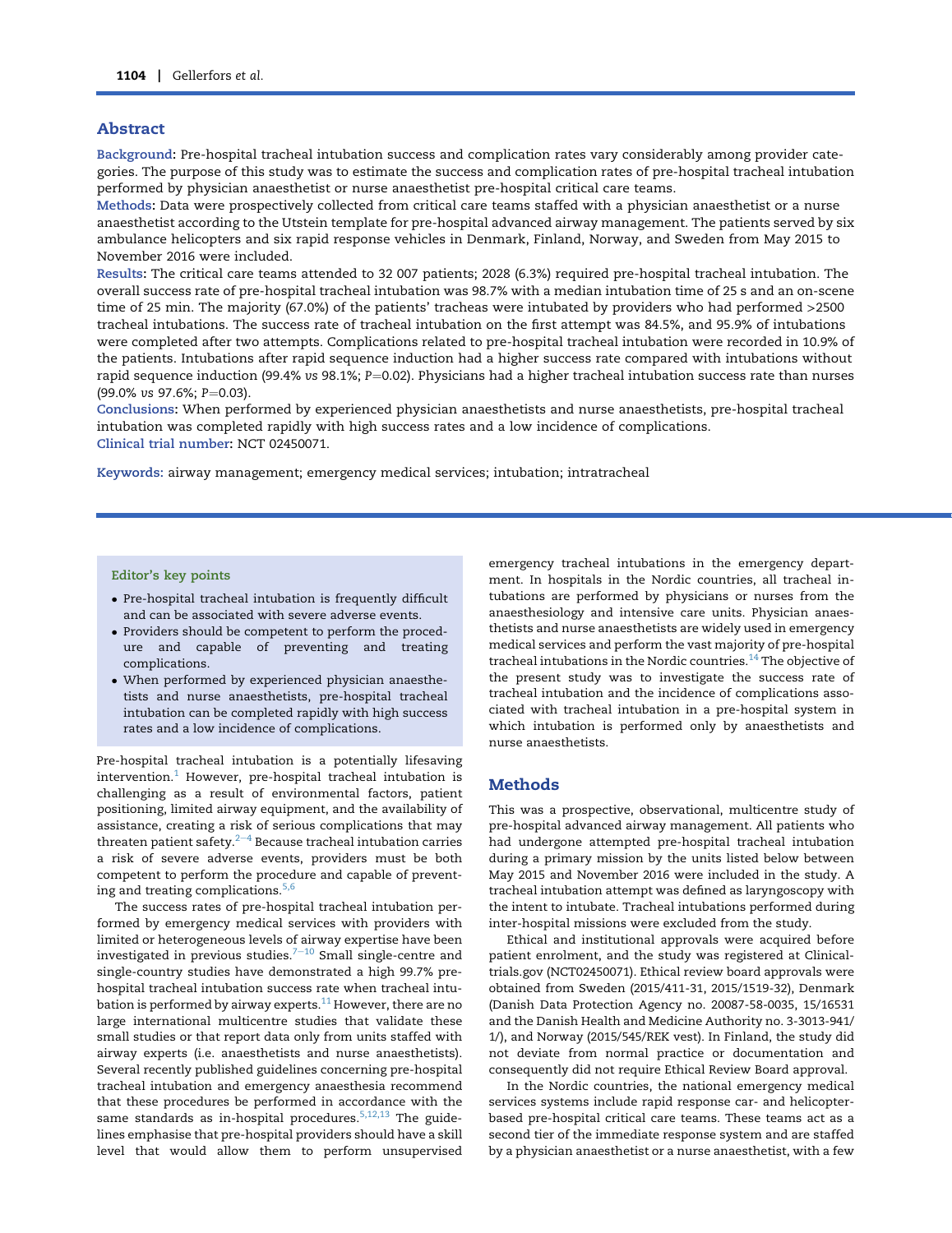## Abstract

**Background**: Pre-hospital tracheal intubation success and complication rates vary considerably among provider categories. The purpose of this study was to estimate the success and complication rates of pre-hospital tracheal intubation performed by physician anaesthetist or nurse anaesthetist pre-hospital critical care teams.

**Methods**: Data were prospectively collected from critical care teams staffed with a physician anaesthetist or a nurse anaesthetist according to the Utstein template for pre-hospital advanced airway management. The patients served by six ambulance helicopters and six rapid response vehicles in Denmark, Finland, Norway, and Sweden from May 2015 to November 2016 were included.

**Results**: The critical care teams attended to 32 007 patients; 2028 (6.3%) required pre-hospital tracheal intubation. The overall success rate of pre-hospital tracheal intubation was 98.7% with a median intubation time of 25 s and an on-scene time of 25 min. The majority (67.0%) of the patients' tracheas were intubated by providers who had performed >2500 tracheal intubations. The success rate of tracheal intubation on the first attempt was 84.5%, and 95.9% of intubations were completed after two attempts. Complications related to pre-hospital tracheal intubation were recorded in 10.9% of the patients. Intubations after rapid sequence induction had a higher success rate compared with intubations without rapid sequence induction (99.4% *vs* 98.1%; *P*=0.02). Physicians had a higher tracheal intubation success rate than nurses (99.0% *vs* 97.6%; *P*=0.03).

**Conclusions**: When performed by experienced physician anaesthetists and nurse anaesthetists, pre-hospital tracheal intubation was completed rapidly with high success rates and a low incidence of complications.

**Clinical trial number**: NCT 02450071.

**Keywords**: airway management; emergency medical services; intubation; intratracheal

---

### Editor's key points

- Pre-hospital tracheal intubation is frequently difficult and can be associated with severe adverse events.
- Providers should be competent to perform the procedure and capable of preventing and treating complications.
- When performed by experienced physician anaesthetists and nurse anaesthetists, pre-hospital tracheal intubation can be completed rapidly with high success rates and a low incidence of complications.

Pre-hospital tracheal intubation is a potentially lifesaving intervention.[1] However, pre-hospital tracheal intubation is challenging as a result of environmental factors, patient positioning, limited airway equipment, and the availability of assistance, creating a risk of serious complications that may threaten patient safety.[2–4] Because tracheal intubation carries a risk of severe adverse events, providers must be both competent to perform the procedure and capable of preventing and treating complications.[5,6]

The success rates of pre-hospital tracheal intubation performed by emergency medical services with providers with limited or heterogeneous levels of airway expertise have been investigated in previous studies.[7–10] Small single-centre and single-country studies have demonstrated a high 99.7% pre-hospital tracheal intubation success rate when tracheal intubation is performed by airway experts.[11] However, there are no large international multicentre studies that validate these small studies or that report data only from units staffed with airway experts (i.e. anaesthetists and nurse anaesthetists). Several recently published guidelines concerning pre-hospital tracheal intubation and emergency anaesthesia recommend that these procedures be performed in accordance with the same standards as in-hospital procedures.[5,12,13] The guidelines emphasise that pre-hospital providers should have a skill level that would allow them to perform unsupervised emergency tracheal intubations in the emergency department. In hospitals in the Nordic countries, all tracheal intubations are performed by physicians or nurses from the anaesthesiology and intensive care units. Physician anaesthetists and nurse anaesthetists are widely used in emergency medical services and perform the vast majority of pre-hospital tracheal intubations in the Nordic countries.[14] The objective of the present study was to investigate the success rate of tracheal intubation and the incidence of complications associated with tracheal intubation in a pre-hospital system in which intubation is performed only by anaesthetists and nurse anaesthetists.

## Methods

This was a prospective, observational, multicentre study of pre-hospital advanced airway management. All patients who had undergone attempted pre-hospital tracheal intubation during a primary mission by the units listed below between May 2015 and November 2016 were included in the study. A tracheal intubation attempt was defined as laryngoscopy with the intent to intubate. Tracheal intubations performed during inter-hospital missions were excluded from the study.

Ethical and institutional approvals were acquired before patient enrolment, and the study was registered at Clinicaltrials.gov (NCT02450071). Ethical review board approvals were obtained from Sweden (2015/411-31, 2015/1519-32), Denmark (Danish Data Protection Agency no. 20087-58-0035, 15/16531 and the Danish Health and Medicine Authority no. 3-3013-941/1/), and Norway (2015/545/REK vest). In Finland, the study did not deviate from normal practice or documentation and consequently did not require Ethical Review Board approval.

In the Nordic countries, the national emergency medical services systems include rapid response car- and helicopter-based pre-hospital critical care teams. These teams act as a second tier of the immediate response system and are staffed by a physician anaesthetist or a nurse anaesthetist, with a few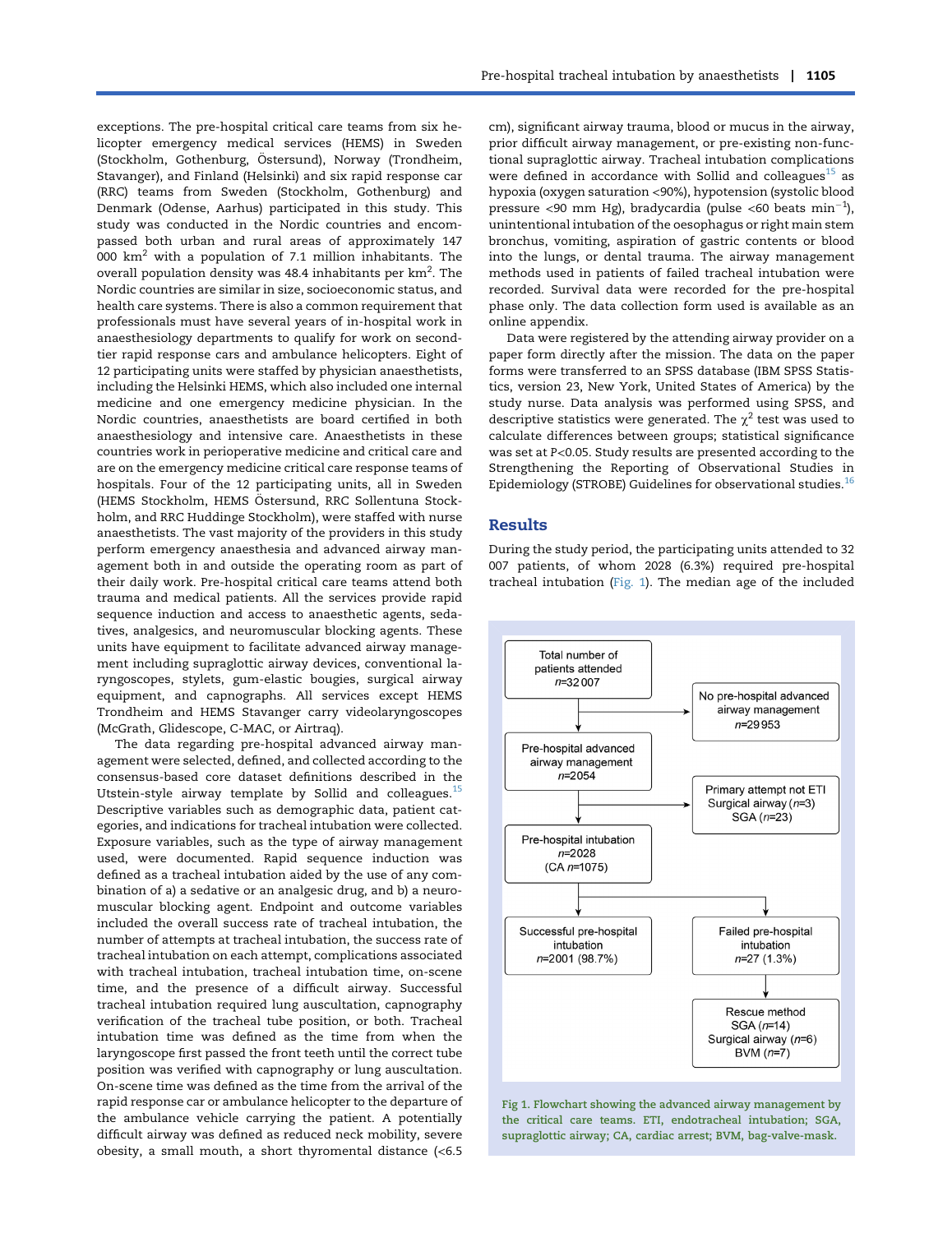exceptions. The pre-hospital critical care teams from six helicopter emergency medical services (HEMS) in Sweden (Stockholm, Gothenburg, Östersund), Norway (Trondheim, Stavanger), and Finland (Helsinki) and six rapid response car (RRC) teams from Sweden (Stockholm, Gothenburg) and Denmark (Odense, Aarhus) participated in this study. This study was conducted in the Nordic countries and encompassed both urban and rural areas of approximately 147 000 km$^2$ with a population of 7.1 million inhabitants. The overall population density was 48.4 inhabitants per km$^2$. The Nordic countries are similar in size, socioeconomic status, and health care systems. There is also a common requirement that professionals must have several years of in-hospital work in anaesthesiology departments to qualify for work on second-tier rapid response cars and ambulance helicopters. Eight of 12 participating units were staffed by physician anaesthetists, including the Helsinki HEMS, which also included one internal medicine and one emergency medicine physician. In the Nordic countries, anaesthetists are board certified in both anaesthesiology and intensive care. Anaesthetists in these countries work in perioperative medicine and critical care and are on the emergency medicine critical care response teams of hospitals. Four of the 12 participating units, all in Sweden (HEMS Stockholm, HEMS Östersund, RRC Sollentuna Stockholm, and RRC Huddinge Stockholm), were staffed with nurse anaesthetists. The vast majority of the providers in this study perform emergency anaesthesia and advanced airway management both in and outside the operating room as part of their daily work. Pre-hospital critical care teams attend both trauma and medical patients. All the services provide rapid sequence induction and access to anaesthetic agents, sedatives, analgesics, and neuromuscular blocking agents. These units have equipment to facilitate advanced airway management including supraglottic airway devices, conventional laryngoscopes, stylets, gum-elastic bougies, surgical airway equipment, and capnographs. All services except HEMS Trondheim and HEMS Stavanger carry videolaryngoscopes (McGrath, Glidescope, C-MAC, or Airtraq).

The data regarding pre-hospital advanced airway management were selected, defined, and collected according to the consensus-based core dataset definitions described in the Utstein-style airway template by Sollid and colleagues.[15] Descriptive variables such as demographic data, patient categories, and indications for tracheal intubation were collected. Exposure variables, such as the type of airway management used, were documented. Rapid sequence induction was defined as a tracheal intubation aided by the use of any combination of a) a sedative or an analgesic drug, and b) a neuromuscular blocking agent. Endpoint and outcome variables included the overall success rate of tracheal intubation, the number of attempts at tracheal intubation, the success rate of tracheal intubation on each attempt, complications associated with tracheal intubation, tracheal intubation time, on-scene time, and the presence of a difficult airway. Successful tracheal intubation required lung auscultation, capnography verification of the tracheal tube position, or both. Tracheal intubation time was defined as the time from when the laryngoscope first passed the front teeth until the correct tube position was verified with capnography or lung auscultation. On-scene time was defined as the time from the arrival of the rapid response car or ambulance helicopter to the departure of the ambulance vehicle carrying the patient. A potentially difficult airway was defined as reduced neck mobility, severe obesity, a small mouth, a short thyromental distance (<6.5 cm), significant airway trauma, blood or mucus in the airway, prior difficult airway management, or pre-existing non-functional supraglottic airway. Tracheal intubation complications were defined in accordance with Sollid and colleagues[15] as hypoxia (oxygen saturation <90%), hypotension (systolic blood pressure <90 mm Hg), bradycardia (pulse <60 beats min$^{-1}$), unintentional intubation of the oesophagus or right main stem bronchus, vomiting, aspiration of gastric contents or blood into the lungs, or dental trauma. The airway management methods used in patients of failed tracheal intubation were recorded. Survival data were recorded for the pre-hospital phase only. The data collection form used is available as an online appendix.

Data were registered by the attending airway provider on a paper form directly after the mission. The data on the paper forms were transferred to an SPSS database (IBM SPSS Statistics, version 23, New York, United States of America) by the study nurse. Data analysis was performed using SPSS, and descriptive statistics were generated. The $\chi^2$ test was used to calculate differences between groups; statistical significance was set at $P<0.05$. Study results are presented according to the Strengthening the Reporting of Observational Studies in Epidemiology (STROBE) Guidelines for observational studies.[16]

## Results

During the study period, the participating units attended to 32 007 patients, of whom 2028 (6.3%) required pre-hospital tracheal intubation (Fig. 1). The median age of the included

Total number of patients attended $n$=32 007 → No pre-hospital advanced airway management $n$=29 953

Pre-hospital advanced airway management $n$=2054 → Primary attempt not ETI: Surgical airway ($n$=3), SGA ($n$=23)

Pre-hospital intubation $n$=2028 (CA $n$=1075)

Successful pre-hospital intubation $n$=2001 (98.7%) | Failed pre-hospital intubation $n$=27 (1.3%) → Rescue method: SGA ($n$=14), Surgical airway ($n$=6), BVM ($n$=7)

Fig 1. Flowchart showing the advanced airway management by the critical care teams. ETI, endotracheal intubation; SGA, supraglottic airway; CA, cardiac arrest; BVM, bag-valve-mask.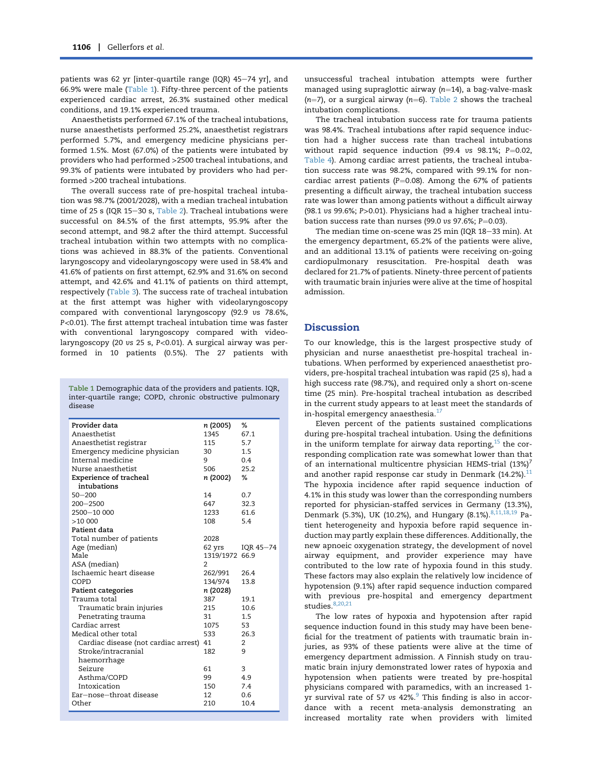patients was 62 yr [inter-quartile range (IQR) 45–74 yr], and 66.9% were male (Table 1). Fifty-three percent of the patients experienced cardiac arrest, 26.3% sustained other medical conditions, and 19.1% experienced trauma.

Anaesthetists performed 67.1% of the tracheal intubations, nurse anaesthetists performed 25.2%, anaesthetist registrars performed 5.7%, and emergency medicine physicians performed 1.5%. Most (67.0%) of the patients were intubated by providers who had performed >2500 tracheal intubations, and 99.3% of patients were intubated by providers who had performed >200 tracheal intubations.

The overall success rate of pre-hospital tracheal intubation was 98.7% (2001/2028), with a median tracheal intubation time of 25 s (IQR 15–30 s, Table 2). Tracheal intubations were successful on 84.5% of the first attempts, 95.9% after the second attempt, and 98.2 after the third attempt. Successful tracheal intubation within two attempts with no complications was achieved in 88.3% of the patients. Conventional laryngoscopy and videolaryngoscopy were used in 58.4% and 41.6% of patients on first attempt, 62.9% and 31.6% on second attempt, and 42.6% and 41.1% of patients on third attempt, respectively (Table 3). The success rate of tracheal intubation at the first attempt was higher with videolaryngoscopy compared with conventional laryngoscopy (92.9 *vs* 78.6%, $P<0.01$). The first attempt tracheal intubation time was faster with conventional laryngoscopy compared with videolaryngoscopy (20 *vs* 25 s, $P<0.01$). A surgical airway was performed in 10 patients (0.5%). The 27 patients with unsuccessful tracheal intubation attempts were further managed using supraglottic airway ($n=14$), a bag-valve-mask ($n=7$), or a surgical airway ($n=6$). Table 2 shows the tracheal intubation complications.

The tracheal intubation success rate for trauma patients was 98.4%. Tracheal intubations after rapid sequence induction had a higher success rate than tracheal intubations without rapid sequence induction (99.4 *vs* 98.1%; $P=0.02$, Table 4). Among cardiac arrest patients, the tracheal intubation success rate was 98.2%, compared with 99.1% for non-cardiac arrest patients ($P=0.08$). Among the 67% of patients presenting a difficult airway, the tracheal intubation success rate was lower than among patients without a difficult airway (98.1 *vs* 99.6%; $P>0.01$). Physicians had a higher tracheal intubation success rate than nurses (99.0 *vs* 97.6%; $P=0.03$).

The median time on-scene was 25 min (IQR 18–33 min). At the emergency department, 65.2% of the patients were alive, and an additional 13.1% of patients were receiving on-going cardiopulmonary resuscitation. Pre-hospital death was declared for 21.7% of patients. Ninety-three percent of patients with traumatic brain injuries were alive at the time of hospital admission.

Table 1 Demographic data of the providers and patients. IQR, inter-quartile range; COPD, chronic obstructive pulmonary disease

| Provider data | n (2005) | % |
|---|---|---|
| Anaesthetist | 1345 | 67.1 |
| Anaesthetist registrar | 115 | 5.7 |
| Emergency medicine physician | 30 | 1.5 |
| Internal medicine | 9 | 0.4 |
| Nurse anaesthetist | 506 | 25.2 |
| **Experience of tracheal intubations** | **n (2002)** | **%** |
| 50–200 | 14 | 0.7 |
| 200–2500 | 647 | 32.3 |
| 2500–10 000 | 1233 | 61.6 |
| >10 000 | 108 | 5.4 |
| **Patient data** | | |
| Total number of patients | 2028 | |
| Age (median) | 62 yrs | IQR 45–74 |
| Male | 1319/1972 | 66.9 |
| ASA (median) | 2 | |
| Ischaemic heart disease | 262/991 | 26.4 |
| COPD | 134/974 | 13.8 |
| **Patient categories** | **n (2028)** | |
| Trauma total | 387 | 19.1 |
| Traumatic brain injuries | 215 | 10.6 |
| Penetrating trauma | 31 | 1.5 |
| Cardiac arrest | 1075 | 53 |
| Medical other total | 533 | 26.3 |
| Cardiac disease (not cardiac arrest) | 41 | 2 |
| Stroke/intracranial haemorrhage | 182 | 9 |
| Seizure | 61 | 3 |
| Asthma/COPD | 99 | 4.9 |
| Intoxication | 150 | 7.4 |
| Ear–nose–throat disease | 12 | 0.6 |
| Other | 210 | 10.4 |

## Discussion

To our knowledge, this is the largest prospective study of physician and nurse anaesthetist pre-hospital tracheal intubations. When performed by experienced anaesthetist providers, pre-hospital tracheal intubation was rapid (25 s), had a high success rate (98.7%), and required only a short on-scene time (25 min). Pre-hospital tracheal intubation as described in the current study appears to at least meet the standards of in-hospital emergency anaesthesia.[17]

Eleven percent of the patients sustained complications during pre-hospital tracheal intubation. Using the definitions in the uniform template for airway data reporting,[15] the corresponding complication rate was somewhat lower than that of an international multicentre physician HEMS-trial (13%)[7] and another rapid response car study in Denmark (14.2%).[11] The hypoxia incidence after rapid sequence induction of 4.1% in this study was lower than the corresponding numbers reported for physician-staffed services in Germany (13.3%), Denmark (5.3%), UK (10.2%), and Hungary (8.1%).[8,11,18,19] Patient heterogeneity and hypoxia before rapid sequence induction may partly explain these differences. Additionally, the new apnoeic oxygenation strategy, the development of novel airway equipment, and provider experience may have contributed to the low rate of hypoxia found in this study. These factors may also explain the relatively low incidence of hypotension (9.1%) after rapid sequence induction compared with previous pre-hospital and emergency department studies.[8,20,21]

The low rates of hypoxia and hypotension after rapid sequence induction found in this study may have been beneficial for the treatment of patients with traumatic brain injuries, as 93% of these patients were alive at the time of emergency department admission. A Finnish study on traumatic brain injury demonstrated lower rates of hypoxia and hypotension when patients were treated by pre-hospital physicians compared with paramedics, with an increased 1-yr survival rate of 57 *vs* 42%.[9] This finding is also in accordance with a recent meta-analysis demonstrating an increased mortality rate when providers with limited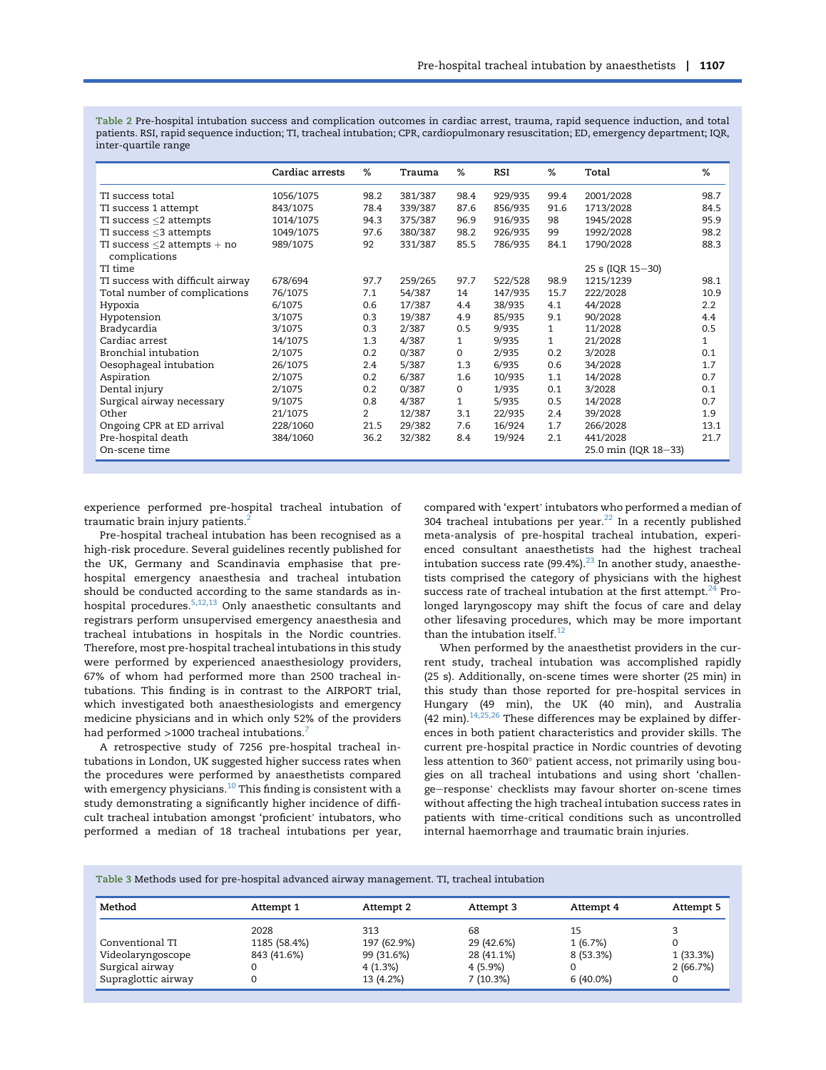Table 2 Pre-hospital intubation success and complication outcomes in cardiac arrest, trauma, rapid sequence induction, and total patients. RSI, rapid sequence induction; TI, tracheal intubation; CPR, cardiopulmonary resuscitation; ED, emergency department; IQR, inter-quartile range

| | Cardiac arrests | % | Trauma | % | RSI | % | Total | % |
|---|---|---|---|---|---|---|---|---|
| TI success total | 1056/1075 | 98.2 | 381/387 | 98.4 | 929/935 | 99.4 | 2001/2028 | 98.7 |
| TI success 1 attempt | 843/1075 | 78.4 | 339/387 | 87.6 | 856/935 | 91.6 | 1713/2028 | 84.5 |
| TI success ≤2 attempts | 1014/1075 | 94.3 | 375/387 | 96.9 | 916/935 | 98 | 1945/2028 | 95.9 |
| TI success ≤3 attempts | 1049/1075 | 97.6 | 380/387 | 98.2 | 926/935 | 99 | 1992/2028 | 98.2 |
| TI success ≤2 attempts + no complications | 989/1075 | 92 | 331/387 | 85.5 | 786/935 | 84.1 | 1790/2028 | 88.3 |
| TI time | | | | | | | 25 s (IQR 15−30) | |
| TI success with difficult airway | 678/694 | 97.7 | 259/265 | 97.7 | 522/528 | 98.9 | 1215/1239 | 98.1 |
| Total number of complications | 76/1075 | 7.1 | 54/387 | 14 | 147/935 | 15.7 | 222/2028 | 10.9 |
| Hypoxia | 6/1075 | 0.6 | 17/387 | 4.4 | 38/935 | 4.1 | 44/2028 | 2.2 |
| Hypotension | 3/1075 | 0.3 | 19/387 | 4.9 | 85/935 | 9.1 | 90/2028 | 4.4 |
| Bradycardia | 3/1075 | 0.3 | 2/387 | 0.5 | 9/935 | 1 | 11/2028 | 0.5 |
| Cardiac arrest | 14/1075 | 1.3 | 4/387 | 1 | 9/935 | 1 | 21/2028 | 1 |
| Bronchial intubation | 2/1075 | 0.2 | 0/387 | 0 | 2/935 | 0.2 | 3/2028 | 0.1 |
| Oesophageal intubation | 26/1075 | 2.4 | 5/387 | 1.3 | 6/935 | 0.6 | 34/2028 | 1.7 |
| Aspiration | 2/1075 | 0.2 | 6/387 | 1.6 | 10/935 | 1.1 | 14/2028 | 0.7 |
| Dental injury | 2/1075 | 0.2 | 0/387 | 0 | 1/935 | 0.1 | 3/2028 | 0.1 |
| Surgical airway necessary | 9/1075 | 0.8 | 4/387 | 1 | 5/935 | 0.5 | 14/2028 | 0.7 |
| Other | 21/1075 | 2 | 12/387 | 3.1 | 22/935 | 2.4 | 39/2028 | 1.9 |
| Ongoing CPR at ED arrival | 228/1060 | 21.5 | 29/382 | 7.6 | 16/924 | 1.7 | 266/2028 | 13.1 |
| Pre-hospital death | 384/1060 | 36.2 | 32/382 | 8.4 | 19/924 | 2.1 | 441/2028 | 21.7 |
| On-scene time | | | | | | | 25.0 min (IQR 18−33) | |

experience performed pre-hospital tracheal intubation of traumatic brain injury patients.[2]

Pre-hospital tracheal intubation has been recognised as a high-risk procedure. Several guidelines recently published for the UK, Germany and Scandinavia emphasise that pre-hospital emergency anaesthesia and tracheal intubation should be conducted according to the same standards as in-hospital procedures.[5,12,13] Only anaesthetic consultants and registrars perform unsupervised emergency anaesthesia and tracheal intubations in hospitals in the Nordic countries. Therefore, most pre-hospital tracheal intubations in this study were performed by experienced anaesthesiology providers, 67% of whom had performed more than 2500 tracheal intubations. This finding is in contrast to the AIRPORT trial, which investigated both anaesthesiologists and emergency medicine physicians and in which only 52% of the providers had performed >1000 tracheal intubations.[7]

A retrospective study of 7256 pre-hospital tracheal intubations in London, UK suggested higher success rates when the procedures were performed by anaesthetists compared with emergency physicians.[10] This finding is consistent with a study demonstrating a significantly higher incidence of difficult tracheal intubation amongst 'proficient' intubators, who performed a median of 18 tracheal intubations per year, compared with 'expert' intubators who performed a median of 304 tracheal intubations per year.[22] In a recently published meta-analysis of pre-hospital tracheal intubation, experienced consultant anaesthetists had the highest tracheal intubation success rate (99.4%).[23] In another study, anaesthetists comprised the category of physicians with the highest success rate of tracheal intubation at the first attempt.[24] Prolonged laryngoscopy may shift the focus of care and delay other lifesaving procedures, which may be more important than the intubation itself.[12]

When performed by the anaesthetist providers in the current study, tracheal intubation was accomplished rapidly (25 s). Additionally, on-scene times were shorter (25 min) in this study than those reported for pre-hospital services in Hungary (49 min), the UK (40 min), and Australia (42 min).[14,25,26] These differences may be explained by differences in both patient characteristics and provider skills. The current pre-hospital practice in Nordic countries of devoting less attention to 360° patient access, not primarily using bougies on all tracheal intubations and using short 'challenge−response' checklists may favour shorter on-scene times without affecting the high tracheal intubation success rates in patients with time-critical conditions such as uncontrolled internal haemorrhage and traumatic brain injuries.

Table 3 Methods used for pre-hospital advanced airway management. TI, tracheal intubation

| Method | Attempt 1 | Attempt 2 | Attempt 3 | Attempt 4 | Attempt 5 |
|---|---|---|---|---|---|
| | 2028 | 313 | 68 | 15 | 3 |
| Conventional TI | 1185 (58.4%) | 197 (62.9%) | 29 (42.6%) | 1 (6.7%) | 0 |
| Videolaryngoscope | 843 (41.6%) | 99 (31.6%) | 28 (41.1%) | 8 (53.3%) | 1 (33.3%) |
| Surgical airway | 0 | 4 (1.3%) | 4 (5.9%) | 0 | 2 (66.7%) |
| Supraglottic airway | 0 | 13 (4.2%) | 7 (10.3%) | 6 (40.0%) | 0 |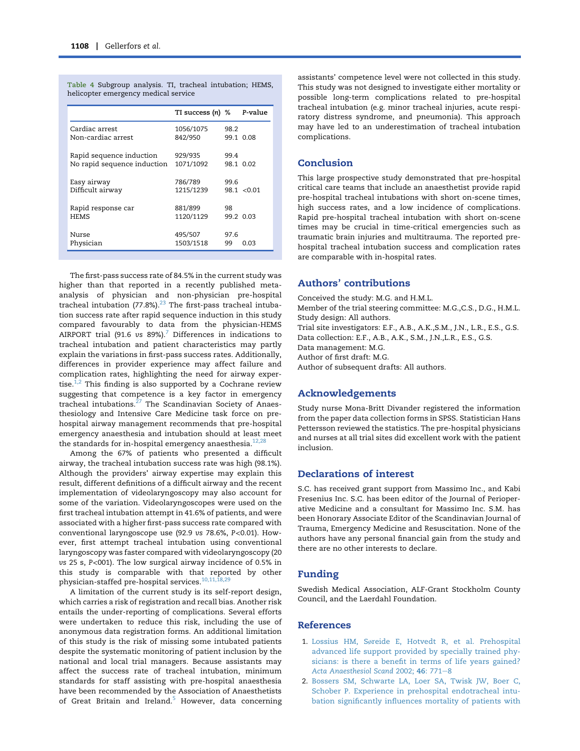Table 4 Subgroup analysis. TI, tracheal intubation; HEMS, helicopter emergency medical service

| | TI success (n) | % | P-value |
|---|---|---|---|
| Cardiac arrest | 1056/1075 | 98.2 | |
| Non-cardiac arrest | 842/950 | 99.1 | 0.08 |
| Rapid sequence induction | 929/935 | 99.4 | |
| No rapid sequence induction | 1071/1092 | 98.1 | 0.02 |
| Easy airway | 786/789 | 99.6 | |
| Difficult airway | 1215/1239 | 98.1 | <0.01 |
| Rapid response car | 881/899 | 98 | |
| HEMS | 1120/1129 | 99.2 | 0.03 |
| Nurse | 495/507 | 97.6 | |
| Physician | 1503/1518 | 99 | 0.03 |

The first-pass success rate of 84.5% in the current study was higher than that reported in a recently published meta-analysis of physician and non-physician pre-hospital tracheal intubation (77.8%).[23] The first-pass tracheal intubation success rate after rapid sequence induction in this study compared favourably to data from the physician-HEMS AIRPORT trial (91.6 *vs* 89%).[7] Differences in indications to tracheal intubation and patient characteristics may partly explain the variations in first-pass success rates. Additionally, differences in provider experience may affect failure and complication rates, highlighting the need for airway expertise.[1,2] This finding is also supported by a Cochrane review suggesting that competence is a key factor in emergency tracheal intubations.[27] The Scandinavian Society of Anaesthesiology and Intensive Care Medicine task force on pre-hospital airway management recommends that pre-hospital emergency anaesthesia and intubation should at least meet the standards for in-hospital emergency anaesthesia.[12,28]

Among the 67% of patients who presented a difficult airway, the tracheal intubation success rate was high (98.1%). Although the providers' airway expertise may explain this result, different definitions of a difficult airway and the recent implementation of videolaryngoscopy may also account for some of the variation. Videolaryngoscopes were used on the first tracheal intubation attempt in 41.6% of patients, and were associated with a higher first-pass success rate compared with conventional laryngoscope use (92.9 *vs* 78.6%, $P<0.01$). However, first attempt tracheal intubation using conventional laryngoscopy was faster compared with videolaryngoscopy (20 *vs* 25 s, P<001). The low surgical airway incidence of 0.5% in this study is comparable with that reported by other physician-staffed pre-hospital services.[10,11,18,29]

A limitation of the current study is its self-report design, which carries a risk of registration and recall bias. Another risk entails the under-reporting of complications. Several efforts were undertaken to reduce this risk, including the use of anonymous data registration forms. An additional limitation of this study is the risk of missing some intubated patients despite the systematic monitoring of patient inclusion by the national and local trial managers. Because assistants may affect the success rate of tracheal intubation, minimum standards for staff assisting with pre-hospital anaesthesia have been recommended by the Association of Anaesthetists of Great Britain and Ireland.[5] However, data concerning assistants' competence level were not collected in this study. This study was not designed to investigate either mortality or possible long-term complications related to pre-hospital tracheal intubation (e.g. minor tracheal injuries, acute respiratory distress syndrome, and pneumonia). This approach may have led to an underestimation of tracheal intubation complications.

## Conclusion

This large prospective study demonstrated that pre-hospital critical care teams that include an anaesthetist provide rapid pre-hospital tracheal intubations with short on-scene times, high success rates, and a low incidence of complications. Rapid pre-hospital tracheal intubation with short on-scene times may be crucial in time-critical emergencies such as traumatic brain injuries and multitrauma. The reported pre-hospital tracheal intubation success and complication rates are comparable with in-hospital rates.

## Authors' contributions

Conceived the study: M.G. and H.M.L.
Member of the trial steering committee: M.G.,C.S., D.G., H.M.L.
Study design: All authors.
Trial site investigators: E.F., A.B., A.K.,S.M., J.N., L.R., E.S., G.S.
Data collection: E.F., A.B., A.K., S.M., J.N.,L.R., E.S., G.S.
Data management: M.G.
Author of first draft: M.G.
Author of subsequent drafts: All authors.

## Acknowledgements

Study nurse Mona-Britt Divander registered the information from the paper data collection forms in SPSS. Statistician Hans Pettersson reviewed the statistics. The pre-hospital physicians and nurses at all trial sites did excellent work with the patient inclusion.

## Declarations of interest

S.C. has received grant support from Massimo Inc., and Kabi Fresenius Inc. S.C. has been editor of the Journal of Perioperative Medicine and a consultant for Massimo Inc. S.M. has been Honorary Associate Editor of the Scandinavian Journal of Trauma, Emergency Medicine and Resuscitation. None of the authors have any personal financial gain from the study and there are no other interests to declare.

## Funding

Swedish Medical Association, ALF-Grant Stockholm County Council, and the Laerdahl Foundation.

## References

1. Lossius HM, Søreide E, Hotvedt R, et al. Prehospital advanced life support provided by specially trained physicians: is there a benefit in terms of life years gained? *Acta Anaesthesiol Scand* 2002; **46**: 771–8
2. Bossers SM, Schwarte LA, Loer SA, Twisk JW, Boer C, Schober P. Experience in prehospital endotracheal intubation significantly influences mortality of patients with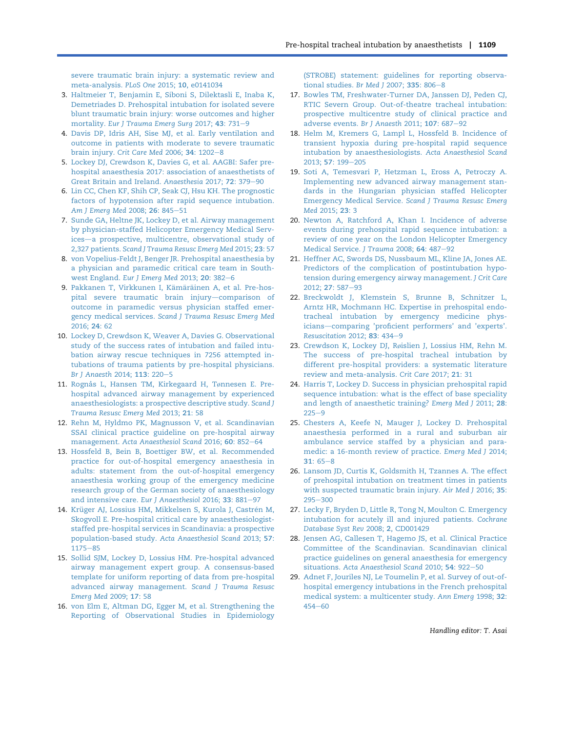severe traumatic brain injury: a systematic review and meta-analysis. *PLoS One* 2015; **10**, e0141034

3. Haltmeier T, Benjamin E, Siboni S, Dilektasli E, Inaba K, Demetriades D. Prehospital intubation for isolated severe blunt traumatic brain injury: worse outcomes and higher mortality. *Eur J Trauma Emerg Surg* 2017; **43**: 731–9
4. Davis DP, Idris AH, Sise MJ, et al. Early ventilation and outcome in patients with moderate to severe traumatic brain injury. *Crit Care Med* 2006; **34**: 1202–8
5. Lockey DJ, Crewdson K, Davies G, et al. AAGBI: Safer pre-hospital anaesthesia 2017: association of anaesthetists of Great Britain and Ireland. *Anaesthesia* 2017; **72**: 379–90
6. Lin CC, Chen KF, Shih CP, Seak CJ, Hsu KH. The prognostic factors of hypotension after rapid sequence intubation. *Am J Emerg Med* 2008; **26**: 845–51
7. Sunde GA, Heltne JK, Lockey D, et al. Airway management by physician-staffed Helicopter Emergency Medical Services—a prospective, multicentre, observational study of 2,327 patients. *Scand J Trauma Resusc Emerg Med* 2015; **23**: 57
8. von Vopelius-Feldt J, Benger JR. Prehospital anaesthesia by a physician and paramedic critical care team in Southwest England. *Eur J Emerg Med* 2013; **20**: 382–6
9. Pakkanen T, Virkkunen I, Kämäräinen A, et al. Pre-hospital severe traumatic brain injury—comparison of outcome in paramedic versus physician staffed emergency medical services. *Scand J Trauma Resusc Emerg Med* 2016; **24**: 62
10. Lockey D, Crewdson K, Weaver A, Davies G. Observational study of the success rates of intubation and failed intubation airway rescue techniques in 7256 attempted intubations of trauma patients by pre-hospital physicians. *Br J Anaesth* 2014; **113**: 220–5
11. Rognås L, Hansen TM, Kirkegaard H, Tønnesen E. Pre-hospital advanced airway management by experienced anaesthesiologists: a prospective descriptive study. *Scand J Trauma Resusc Emerg Med* 2013; **21**: 58
12. Rehn M, Hyldmo PK, Magnusson V, et al. Scandinavian SSAI clinical practice guideline on pre-hospital airway management. *Acta Anaesthesiol Scand* 2016; **60**: 852–64
13. Hossfeld B, Bein B, Boettiger BW, et al. Recommended practice for out-of-hospital emergency anaesthesia in adults: statement from the out-of-hospital emergency anaesthesia working group of the emergency medicine research group of the German society of anaesthesiology and intensive care. *Eur J Anaesthesiol* 2016; **33**: 881–97
14. Krüger AJ, Lossius HM, Mikkelsen S, Kurola J, Castrén M, Skogvoll E. Pre-hospital critical care by anaesthesiologist-staffed pre-hospital services in Scandinavia: a prospective population-based study. *Acta Anaesthesiol Scand* 2013; **57**: 1175–85
15. Sollid SJM, Lockey D, Lossius HM. Pre-hospital advanced airway management expert group. A consensus-based template for uniform reporting of data from pre-hospital advanced airway management. *Scand J Trauma Resusc Emerg Med* 2009; **17**: 58
16. von Elm E, Altman DG, Egger M, et al. Strengthening the Reporting of Observational Studies in Epidemiology (STROBE) statement: guidelines for reporting observational studies. *Br Med J* 2007; **335**: 806–8
17. Bowles TM, Freshwater-Turner DA, Janssen DJ, Peden CJ, RTIC Severn Group. Out-of-theatre tracheal intubation: prospective multicentre study of clinical practice and adverse events. *Br J Anaesth* 2011; **107**: 687–92
18. Helm M, Kremers G, Lampl L, Hossfeld B. Incidence of transient hypoxia during pre-hospital rapid sequence intubation by anaesthesiologists. *Acta Anaesthesiol Scand* 2013; **57**: 199–205
19. Soti A, Temesvari P, Hetzman L, Eross A, Petroczy A. Implementing new advanced airway management standards in the Hungarian physician staffed Helicopter Emergency Medical Service. *Scand J Trauma Resusc Emerg Med* 2015; **23**: 3
20. Newton A, Ratchford A, Khan I. Incidence of adverse events during prehospital rapid sequence intubation: a review of one year on the London Helicopter Emergency Medical Service. *J Trauma* 2008; **64**: 487–92
21. Heffner AC, Swords DS, Nussbaum ML, Kline JA, Jones AE. Predictors of the complication of postintubation hypotension during emergency airway management. *J Crit Care* 2012; **27**: 587–93
22. Breckwoldt J, Klemstein S, Brunne B, Schnitzer L, Arntz HR, Mochmann HC. Expertise in prehospital endotracheal intubation by emergency medicine physicians—comparing 'proficient performers' and 'experts'. *Resuscitation* 2012; **83**: 434–9
23. Crewdson K, Lockey DJ, Røislien J, Lossius HM, Rehn M. The success of pre-hospital tracheal intubation by different pre-hospital providers: a systematic literature review and meta-analysis. *Crit Care* 2017; **21**: 31
24. Harris T, Lockey D. Success in physician prehospital rapid sequence intubation: what is the effect of base speciality and length of anaesthetic training? *Emerg Med J* 2011; **28**: 225–9
25. Chesters A, Keefe N, Mauger J, Lockey D. Prehospital anaesthesia performed in a rural and suburban air ambulance service staffed by a physician and paramedic: a 16-month review of practice. *Emerg Med J* 2014; **31**: 65–8
26. Lansom JD, Curtis K, Goldsmith H, Tzannes A. The effect of prehospital intubation on treatment times in patients with suspected traumatic brain injury. *Air Med J* 2016; **35**: 295–300
27. Lecky F, Bryden D, Little R, Tong N, Moulton C. Emergency intubation for acutely ill and injured patients. *Cochrane Database Syst Rev* 2008; **2**, CD001429
28. Jensen AG, Callesen T, Hagemo JS, et al. Clinical Practice Committee of the Scandinavian. Scandinavian clinical practice guidelines on general anaesthesia for emergency situations. *Acta Anaesthesiol Scand* 2010; **54**: 922–50
29. Adnet F, Jouriles NJ, Le Toumelin P, et al. Survey of out-of-hospital emergency intubations in the French prehospital medical system: a multicenter study. *Ann Emerg* 1998; **32**: 454–60

*Handling editor: T. Asai*